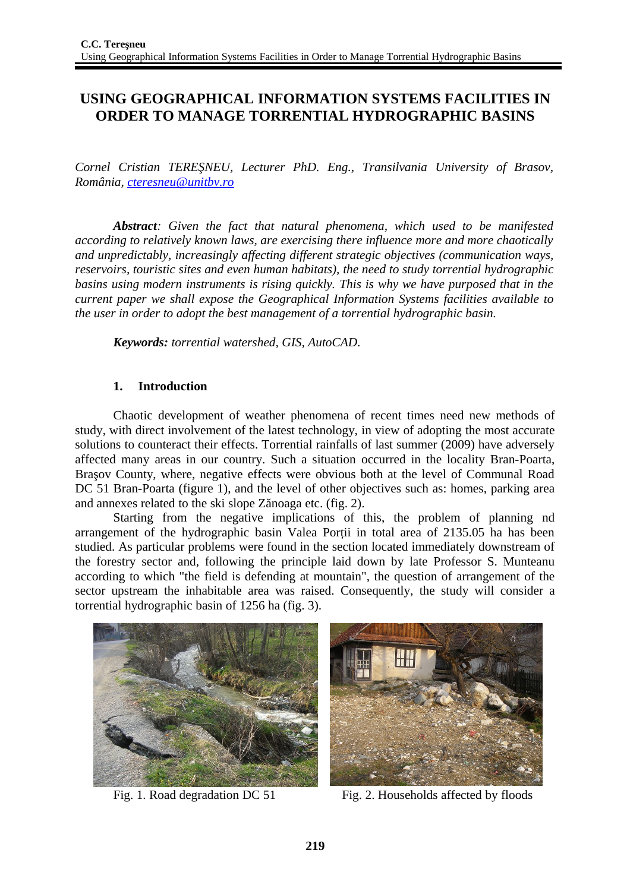# USING GEOGRAPHICAL INFORMATION SYSTEMS FACILITIES IN ORDER TO MANAGE TORRENTIAL HYDROGRAPHIC BASINS

*Cornel Cristian TEREŞNEU, Lecturer PhD. Eng., Transilvania University of Brasov, România, cteresneu@unitbv.ro*

***Abstract**: Given the fact that natural phenomena, which used to be manifested according to relatively known laws, are exercising there influence more and more chaotically and unpredictably, increasingly affecting different strategic objectives (communication ways, reservoirs, touristic sites and even human habitats), the need to study torrential hydrographic basins using modern instruments is rising quickly. This is why we have purposed that in the current paper we shall expose the Geographical Information Systems facilities available to the user in order to adopt the best management of a torrential hydrographic basin.*

***Keywords:** torrential watershed, GIS, AutoCAD.*

## 1. Introduction

Chaotic development of weather phenomena of recent times need new methods of study, with direct involvement of the latest technology, in view of adopting the most accurate solutions to counteract their effects. Torrential rainfalls of last summer (2009) have adversely affected many areas in our country. Such a situation occurred in the locality Bran-Poarta, Braşov County, where, negative effects were obvious both at the level of Communal Road DC 51 Bran-Poarta (figure 1), and the level of other objectives such as: homes, parking area and annexes related to the ski slope Zănoaga etc. (fig. 2).

Starting from the negative implications of this, the problem of planning nd arrangement of the hydrographic basin Valea Porţii in total area of 2135.05 ha has been studied. As particular problems were found in the section located immediately downstream of the forestry sector and, following the principle laid down by late Professor S. Munteanu according to which "the field is defending at mountain", the question of arrangement of the sector upstream the inhabitable area was raised. Consequently, the study will consider a torrential hydrographic basin of 1256 ha (fig. 3).

Fig. 1. Road degradation DC 51

Fig. 2. Households affected by floods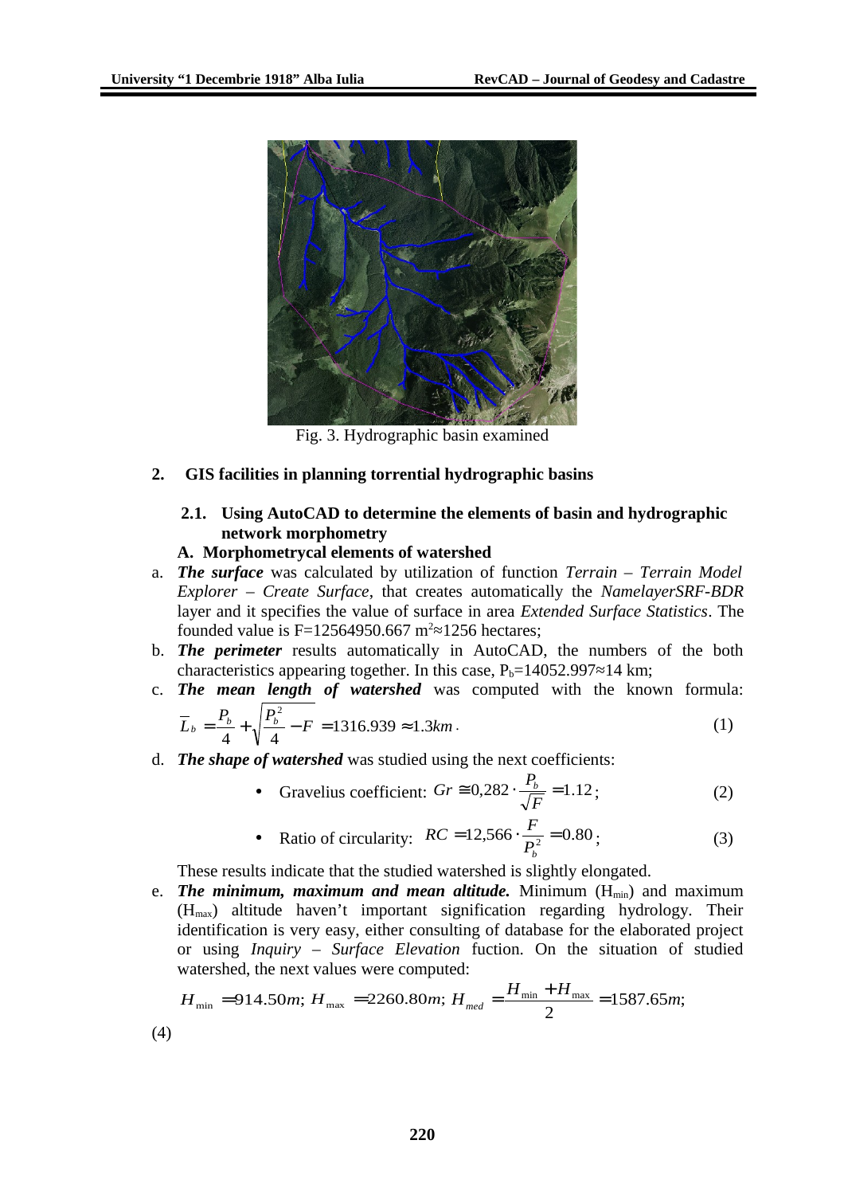Fig. 3. Hydrographic basin examined

## 2. GIS facilities in planning torrential hydrographic basins

### 2.1. Using AutoCAD to determine the elements of basin and hydrographic network morphometry

**A. Morphometrycal elements of watershed**

a. ***The surface*** was calculated by utilization of function *Terrain – Terrain Model Explorer – Create Surface*, that creates automatically the *NamelayerSRF-BDR* layer and it specifies the value of surface in area *Extended Surface Statistics*. The founded value is F=12564950.667 $m^2$≈1256 hectares;

b. ***The perimeter*** results automatically in AutoCAD, the numbers of the both characteristics appearing together. In this case, $P_b$=14052.997≈14 km;

c. ***The mean length of watershed*** was computed with the known formula:

$$\overline{L}_b = \frac{P_b}{4} + \sqrt{\frac{P_b^2}{4} - F} = 1316.939 \approx 1.3km \,. \tag{1}$$

d. ***The shape of watershed*** was studied using the next coefficients:

- Gravelius coefficient: $Gr \cong 0{,}282 \cdot \frac{P_b}{\sqrt{F}} = 1.12$; (2)

- Ratio of circularity: $RC = 12{,}566 \cdot \frac{F}{P_b^2} = 0.80$; (3)

These results indicate that the studied watershed is slightly elongated.

e. ***The minimum, maximum and mean altitude.*** Minimum ($H_{min}$) and maximum ($H_{max}$) altitude haven't important signification regarding hydrology. Their identification is very easy, either consulting of database for the elaborated project or using *Inquiry – Surface Elevation* fuction. On the situation of studied watershed, the next values were computed:

$$H_{\min} = 914.50m;\ H_{\max} = 2260.80m;\ H_{med} = \frac{H_{\min} + H_{\max}}{2} = 1587.65m;$$

(4)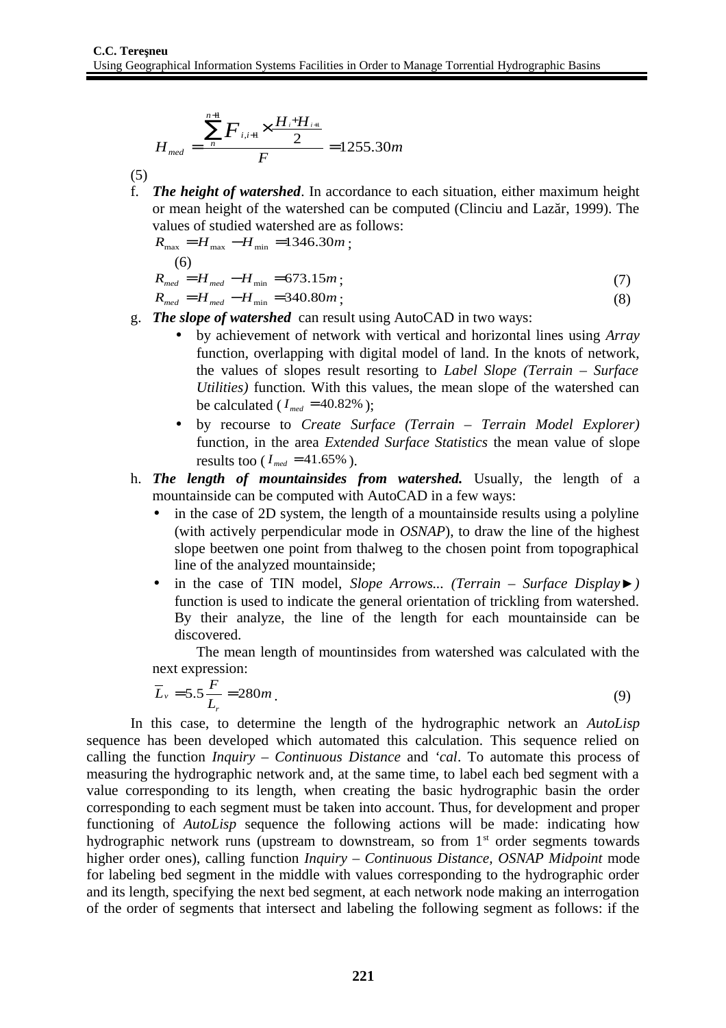$$H_{med} = \frac{\sum_{n}^{n+1} F_{i,i+1} \times \frac{H_i + H_{i+1}}{2}}{F} = 1255.30m$$

(5)

f. ***The height of watershed***. In accordance to each situation, either maximum height or mean height of the watershed can be computed (Clinciu and Lazăr, 1999). The values of studied watershed are as follows:

$R_{\max} = H_{\max} - H_{\min} = 1346.30m$; (6)

$R_{med} = H_{med} - H_{\min} = 673.15m$; (7)

$R_{med} = H_{med} - H_{\min} = 340.80m$; (8)

g. ***The slope of watershed*** can result using AutoCAD in two ways:
   - by achievement of network with vertical and horizontal lines using *Array* function, overlapping with digital model of land. In the knots of network, the values of slopes result resorting to *Label Slope (Terrain – Surface Utilities)* function. With this values, the mean slope of the watershed can be calculated ($I_{med} = 40.82\%$);
   - by recourse to *Create Surface (Terrain – Terrain Model Explorer)* function, in the area *Extended Surface Statistics* the mean value of slope results too ($I_{med} = 41.65\%$).

h. ***The length of mountainsides from watershed.*** Usually, the length of a mountainside can be computed with AutoCAD in a few ways:
   - in the case of 2D system, the length of a mountainside results using a polyline (with actively perpendicular mode in *OSNAP*), to draw the line of the highest slope beetwen one point from thalweg to the chosen point from topographical line of the analyzed mountainside;
   - in the case of TIN model, *Slope Arrows... (Terrain – Surface Display►)* function is used to indicate the general orientation of trickling from watershed. By their analyze, the line of the length for each mountainside can be discovered.

   The mean length of mountinsides from watershed was calculated with the next expression:

$$\overline{L}_v = 5.5 \frac{F}{L_r} = 280m. \quad (9)$$

In this case, to determine the length of the hydrographic network an *AutoLisp* sequence has been developed which automated this calculation. This sequence relied on calling the function *Inquiry – Continuous Distance* and *'cal*. To automate this process of measuring the hydrographic network and, at the same time, to label each bed segment with a value corresponding to its length, when creating the basic hydrographic basin the order corresponding to each segment must be taken into account. Thus, for development and proper functioning of *AutoLisp* sequence the following actions will be made: indicating how hydrographic network runs (upstream to downstream, so from 1st order segments towards higher order ones), calling function *Inquiry – Continuous Distance*, *OSNAP Midpoint* mode for labeling bed segment in the middle with values corresponding to the hydrographic order and its length, specifying the next bed segment, at each network node making an interrogation of the order of segments that intersect and labeling the following segment as follows: if the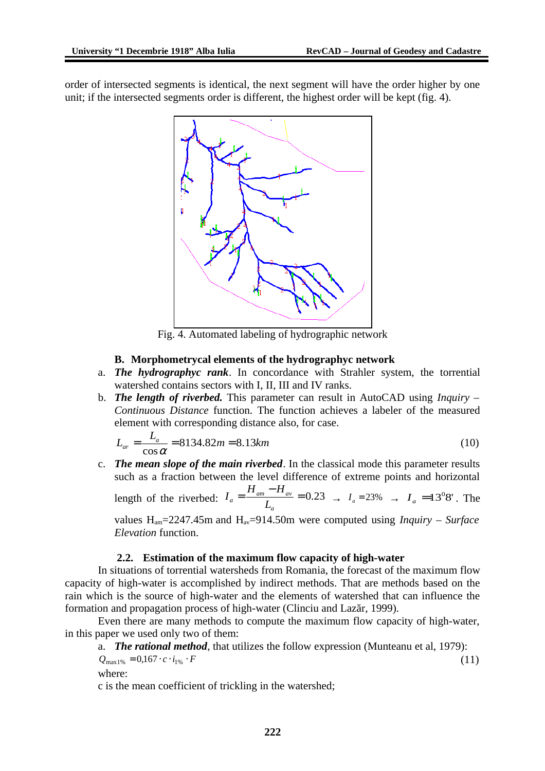order of intersected segments is identical, the next segment will have the order higher by one unit; if the intersected segments order is different, the highest order will be kept (fig. 4).

Fig. 4. Automated labeling of hydrographic network

### B. Morphometrycal elements of the hydrographyc network

a. ***The hydrographyc rank***. In concordance with Strahler system, the torrential watershed contains sectors with I, II, III and IV ranks.

b. ***The length of riverbed.*** This parameter can result in AutoCAD using *Inquiry – Continuous Distance* function. The function achieves a labeler of the measured element with corresponding distance also, for case.

$$L_{ar} = \frac{L_a}{\cos\alpha} = 8134.82m = 8.13km \tag{10}$$

c. ***The mean slope of the main riverbed***. In the classical mode this parameter results such as a fraction between the level difference of extreme points and horizontal length of the riverbed: $I_a = \frac{H_{am} - H_{av}}{L_a} = 0.23 \rightarrow I_a = 23\% \rightarrow I_a = 13^0 8'$. The values $H_{am}$=2247.45m and $H_{av}$=914.50m were computed using *Inquiry – Surface Elevation* function.

### 2.2. Estimation of the maximum flow capacity of high-water

In situations of torrential watersheds from Romania, the forecast of the maximum flow capacity of high-water is accomplished by indirect methods. That are methods based on the rain which is the source of high-water and the elements of watershed that can influence the formation and propagation process of high-water (Clinciu and Lazăr, 1999).

Even there are many methods to compute the maximum flow capacity of high-water, in this paper we used only two of them:

a. ***The rational method***, that utilizes the follow expression (Munteanu et al, 1979):

$$Q_{\max 1\%} = 0{,}167 \cdot c \cdot i_{1\%} \cdot F \tag{11}$$

where:

c is the mean coefficient of trickling in the watershed;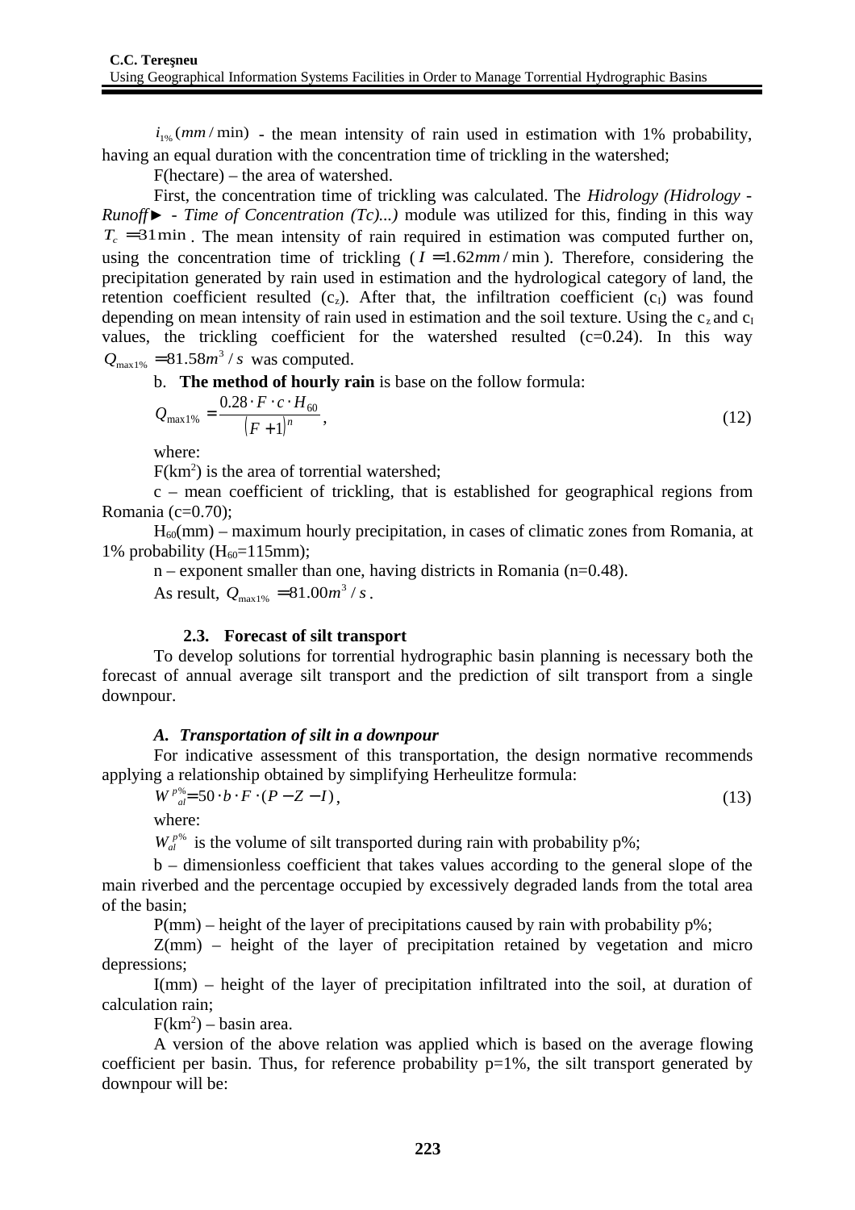$i_{1\%}(mm/\min)$ - the mean intensity of rain used in estimation with 1% probability, having an equal duration with the concentration time of trickling in the watershed;

F(hectare) – the area of watershed.

First, the concentration time of trickling was calculated. The *Hidrology (Hidrology - Runoff► - Time of Concentration (Tc)...)* module was utilized for this, finding in this way $T_c = 31\min$. The mean intensity of rain required in estimation was computed further on, using the concentration time of trickling ($I = 1.62mm/\min$). Therefore, considering the precipitation generated by rain used in estimation and the hydrological category of land, the retention coefficient resulted ($c_z$). After that, the infiltration coefficient ($c_I$) was found depending on mean intensity of rain used in estimation and the soil texture. Using the $c_z$ and $c_I$ values, the trickling coefficient for the watershed resulted (c=0.24). In this way $Q_{\max 1\%} = 81.58m^3/s$ was computed.

b. **The method of hourly rain** is base on the follow formula:

$$Q_{\max 1\%} = \frac{0.28 \cdot F \cdot c \cdot H_{60}}{(F+1)^n}, \tag{12}$$

where:

F(km²) is the area of torrential watershed;

c – mean coefficient of trickling, that is established for geographical regions from Romania (c=0.70);

$H_{60}$(mm) – maximum hourly precipitation, in cases of climatic zones from Romania, at 1% probability ($H_{60}$=115mm);

n – exponent smaller than one, having districts in Romania (n=0.48).

As result, $Q_{\max 1\%} = 81.00m^3/s$.

### 2.3. Forecast of silt transport

To develop solutions for torrential hydrographic basin planning is necessary both the forecast of annual average silt transport and the prediction of silt transport from a single downpour.

#### *A. Transportation of silt in a downpour*

For indicative assessment of this transportation, the design normative recommends applying a relationship obtained by simplifying Herheulitze formula:

$$W_{al}^{p\%} = 50 \cdot b \cdot F \cdot (P - Z - I), \tag{13}$$

where:

$W_{al}^{p\%}$ is the volume of silt transported during rain with probability p%;

b – dimensionless coefficient that takes values according to the general slope of the main riverbed and the percentage occupied by excessively degraded lands from the total area of the basin;

P(mm) – height of the layer of precipitations caused by rain with probability p%;

Z(mm) – height of the layer of precipitation retained by vegetation and micro depressions;

I(mm) – height of the layer of precipitation infiltrated into the soil, at duration of calculation rain;

F(km²) – basin area.

A version of the above relation was applied which is based on the average flowing coefficient per basin. Thus, for reference probability p=1%, the silt transport generated by downpour will be: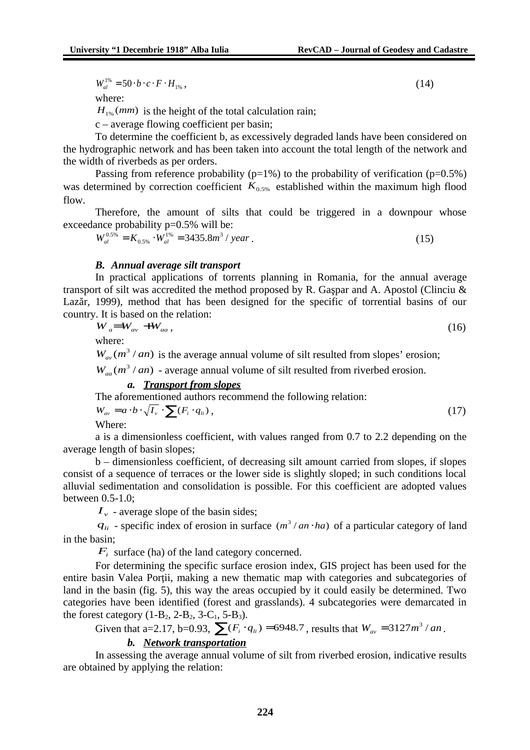$$W_{al}^{1\%} = 50 \cdot b \cdot c \cdot F \cdot H_{1\%}, \tag{14}$$

where:

$H_{1\%}(mm)$ is the height of the total calculation rain;

c – average flowing coefficient per basin;

To determine the coefficient b, as excessively degraded lands have been considered on the hydrographic network and has been taken into account the total length of the network and the width of riverbeds as per orders.

Passing from reference probability (p=1%) to the probability of verification (p=0.5%) was determined by correction coefficient $K_{0.5\%}$ established within the maximum high flood flow.

Therefore, the amount of silts that could be triggered in a downpour whose exceedance probability p=0.5% will be:

$$W_{al}^{0.5\%} = K_{0.5\%} \cdot W_{al}^{1\%} = 3435.8 m^3 / year. \tag{15}$$

### *B. Annual average silt transport*

In practical applications of torrents planning in Romania, for the annual average transport of silt was accredited the method proposed by R. Gaşpar and A. Apostol (Clinciu & Lazăr, 1999), method that has been designed for the specific of torrential basins of our country. It is based on the relation:

$$W_a = W_{av} + W_{aa}, \tag{16}$$

where:

$W_{av}(m^3/an)$ is the average annual volume of silt resulted from slopes' erosion;

$W_{aa}(m^3/an)$ - average annual volume of silt resulted from riverbed erosion.

#### *a. Transport from slopes*

The aforementioned authors recommend the following relation:

$$W_{av} = a \cdot b \cdot \sqrt{I_v} \cdot \sum (F_i \cdot q_{li}), \tag{17}$$

Where:

a is a dimensionless coefficient, with values ranged from 0.7 to 2.2 depending on the average length of basin slopes;

b – dimensionless coefficient, of decreasing silt amount carried from slopes, if slopes consist of a sequence of terraces or the lower side is slightly sloped; in such conditions local alluvial sedimentation and consolidation is possible. For this coefficient are adopted values between 0.5-1.0;

$I_v$ - average slope of the basin sides;

$q_{li}$ - specific index of erosion in surface $(m^3 / an \cdot ha)$ of a particular category of land in the basin;

$F_i$ surface (ha) of the land category concerned.

For determining the specific surface erosion index, GIS project has been used for the entire basin Valea Porţii, making a new thematic map with categories and subcategories of land in the basin (fig. 5), this way the areas occupied by it could easily be determined. Two categories have been identified (forest and grasslands). 4 subcategories were demarcated in the forest category (1-$B_2$, 2-$B_2$, 3-$C_1$, 5-$B_3$).

Given that a=2.17, b=0.93, $\sum (F_i \cdot q_{li}) = 6948.7$, results that $W_{av} = 3127 m^3 / an$.

#### *b. Network transportation*

In assessing the average annual volume of silt from riverbed erosion, indicative results are obtained by applying the relation: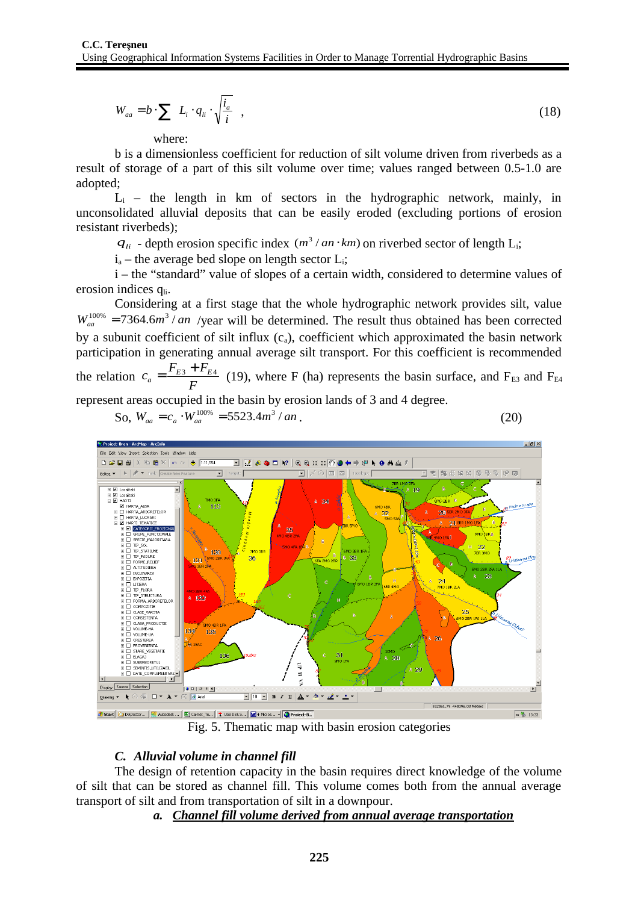$$W_{aa} = b \cdot \sum L_i \cdot q_{li} \cdot \sqrt{\frac{i_a}{i}} \quad , \tag{18}$$

where:

b is a dimensionless coefficient for reduction of silt volume driven from riverbeds as a result of storage of a part of this silt volume over time; values ranged between 0.5-1.0 are adopted;

$L_i$ – the length in km of sectors in the hydrographic network, mainly, in unconsolidated alluvial deposits that can be easily eroded (excluding portions of erosion resistant riverbeds);

$q_{li}$ - depth erosion specific index $(m^3 / an \cdot km)$ on riverbed sector of length $L_i$;

$i_a$ – the average bed slope on length sector $L_i$;

i – the "standard" value of slopes of a certain width, considered to determine values of erosion indices $q_{li}$.

Considering at a first stage that the whole hydrographic network provides silt, value $W_{aa}^{100\%} = 7364.6 m^3 / an$ /year will be determined. The result thus obtained has been corrected by a subunit coefficient of silt influx ($c_a$), coefficient which approximated the basin network participation in generating annual average silt transport. For this coefficient is recommended the relation $c_a = \dfrac{F_{E3} + F_{E4}}{F}$ (19), where F (ha) represents the basin surface, and $F_{E3}$ and $F_{E4}$ represent areas occupied in the basin by erosion lands of 3 and 4 degree.

So, $W_{aa} = c_a \cdot W_{aa}^{100\%} = 5523.4 m^3 / an$. (20)

Fig. 5. Thematic map with basin erosion categories

### *C. Alluvial volume in channel fill*

The design of retention capacity in the basin requires direct knowledge of the volume of silt that can be stored as channel fill. This volume comes both from the annual average transport of silt and from transportation of silt in a downpour.

***a. <u>Channel fill volume derived from annual average transportation</u>***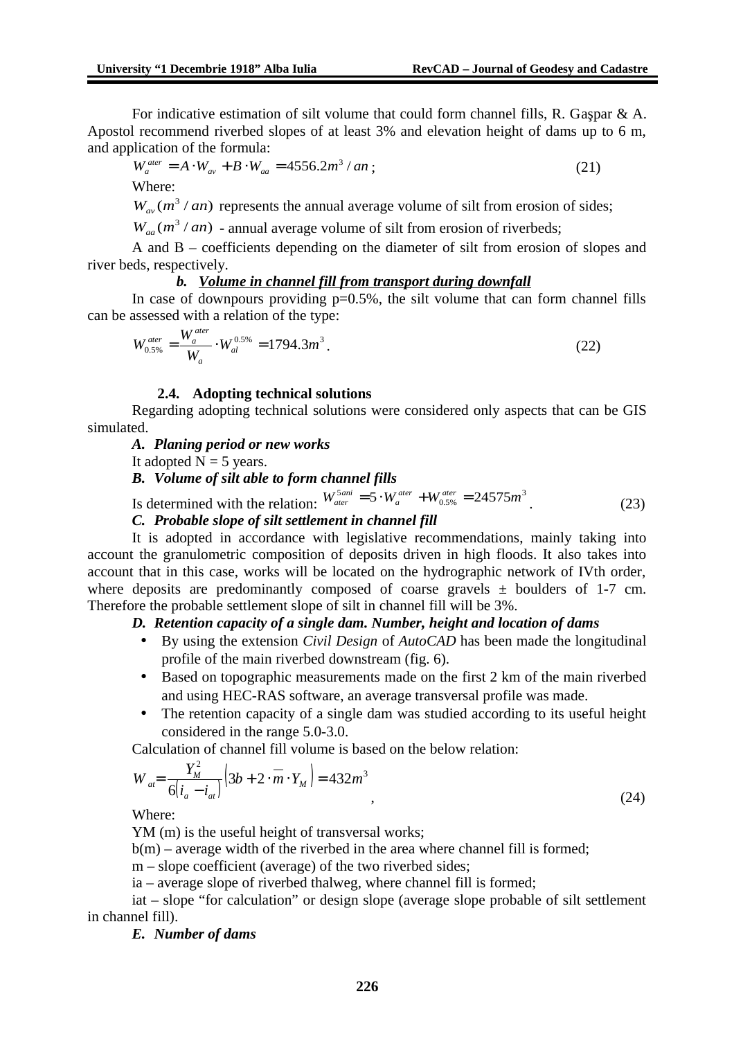For indicative estimation of silt volume that could form channel fills, R. Gaşpar & A. Apostol recommend riverbed slopes of at least 3% and elevation height of dams up to 6 m, and application of the formula:

$$W_a^{ater} = A \cdot W_{av} + B \cdot W_{aa} = 4556.2 m^3/an; \tag{21}$$

Where:

$W_{av}(m^3/an)$ represents the annual average volume of silt from erosion of sides;

$W_{aa}(m^3/an)$ - annual average volume of silt from erosion of riverbeds;

A and B – coefficients depending on the diameter of silt from erosion of slopes and river beds, respectively.

***b. Volume in channel fill from transport during downfall***

In case of downpours providing p=0.5%, the silt volume that can form channel fills can be assessed with a relation of the type:

$$W_{0.5\%}^{ater} = \frac{W_a^{ater}}{W_a} \cdot W_{al}^{0.5\%} = 1794.3 m^3. \tag{22}$$

### 2.4. Adopting technical solutions

Regarding adopting technical solutions were considered only aspects that can be GIS simulated.

***A. Planing period or new works***

It adopted N = 5 years.

***B. Volume of silt able to form channel fills***

Is determined with the relation: $W_{ater}^{5ani} = 5 \cdot W_a^{ater} + W_{0.5\%}^{ater} = 24575 m^3$. (23)

***C. Probable slope of silt settlement in channel fill***

It is adopted in accordance with legislative recommendations, mainly taking into account the granulometric composition of deposits driven in high floods. It also takes into account that in this case, works will be located on the hydrographic network of IVth order, where deposits are predominantly composed of coarse gravels ± boulders of 1-7 cm. Therefore the probable settlement slope of silt in channel fill will be 3%.

***D. Retention capacity of a single dam. Number, height and location of dams***

- By using the extension *Civil Design* of *AutoCAD* has been made the longitudinal profile of the main riverbed downstream (fig. 6).
- Based on topographic measurements made on the first 2 km of the main riverbed and using HEC-RAS software, an average transversal profile was made.
- The retention capacity of a single dam was studied according to its useful height considered in the range 5.0-3.0.

Calculation of channel fill volume is based on the below relation:

$$W_{at} = \frac{Y_M^2}{6(i_a - i_{at})}\left(3b + 2 \cdot \overline{m} \cdot Y_M\right) = 432 m^3, \tag{24}$$

Where:

YM (m) is the useful height of transversal works;

b(m) – average width of the riverbed in the area where channel fill is formed;

m – slope coefficient (average) of the two riverbed sides;

ia – average slope of riverbed thalweg, where channel fill is formed;

iat – slope "for calculation" or design slope (average slope probable of silt settlement in channel fill).

***E. Number of dams***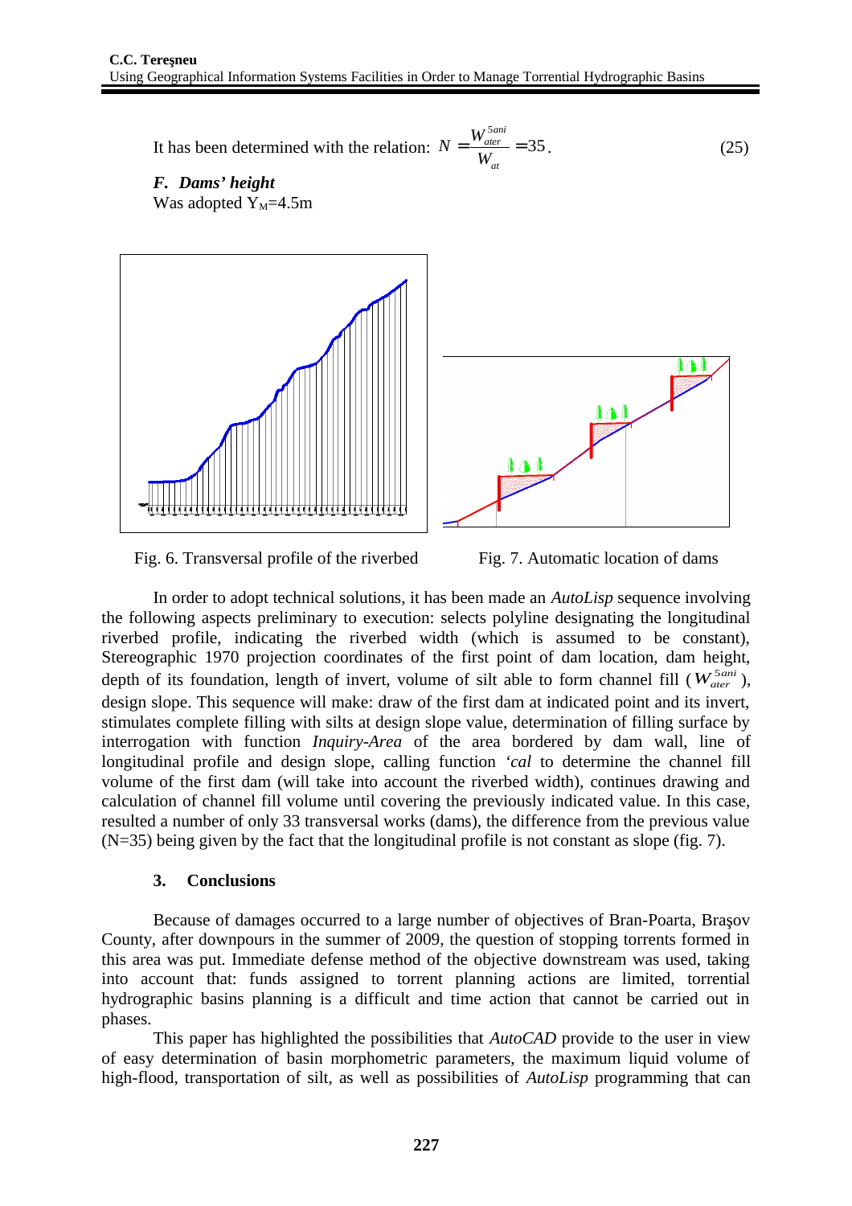It has been determined with the relation: $N = \frac{W_{ater}^{5ani}}{W_{at}} = 35$. (25)

***F. Dams' height***

Was adopted $Y_M$=4.5m

Fig. 6. Transversal profile of the riverbed

Fig. 7. Automatic location of dams

In order to adopt technical solutions, it has been made an *AutoLisp* sequence involving the following aspects preliminary to execution: selects polyline designating the longitudinal riverbed profile, indicating the riverbed width (which is assumed to be constant), Stereographic 1970 projection coordinates of the first point of dam location, dam height, depth of its foundation, length of invert, volume of silt able to form channel fill ($W_{ater}^{5ani}$), design slope. This sequence will make: draw of the first dam at indicated point and its invert, stimulates complete filling with silts at design slope value, determination of filling surface by interrogation with function *Inquiry-Area* of the area bordered by dam wall, line of longitudinal profile and design slope, calling function *'cal* to determine the channel fill volume of the first dam (will take into account the riverbed width), continues drawing and calculation of channel fill volume until covering the previously indicated value. In this case, resulted a number of only 33 transversal works (dams), the difference from the previous value (N=35) being given by the fact that the longitudinal profile is not constant as slope (fig. 7).

## 3. Conclusions

Because of damages occurred to a large number of objectives of Bran-Poarta, Braşov County, after downpours in the summer of 2009, the question of stopping torrents formed in this area was put. Immediate defense method of the objective downstream was used, taking into account that: funds assigned to torrent planning actions are limited, torrential hydrographic basins planning is a difficult and time action that cannot be carried out in phases.

This paper has highlighted the possibilities that *AutoCAD* provide to the user in view of easy determination of basin morphometric parameters, the maximum liquid volume of high-flood, transportation of silt, as well as possibilities of *AutoLisp* programming that can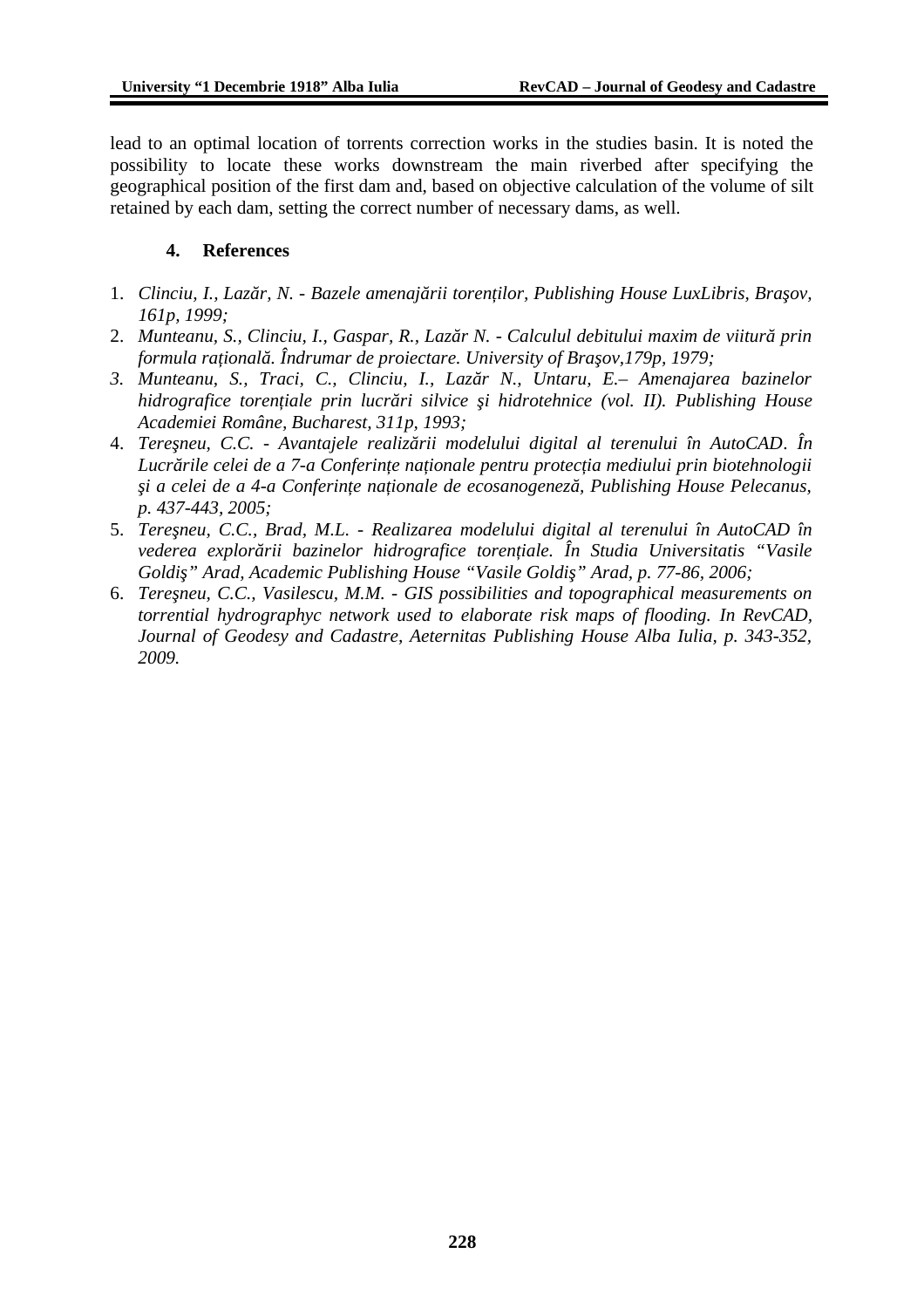lead to an optimal location of torrents correction works in the studies basin. It is noted the possibility to locate these works downstream the main riverbed after specifying the geographical position of the first dam and, based on objective calculation of the volume of silt retained by each dam, setting the correct number of necessary dams, as well.

## 4. References

1. *Clinciu, I., Lazăr, N. - Bazele amenajării torenților, Publishing House LuxLibris, Braşov, 161p, 1999;*
2. *Munteanu, S., Clinciu, I., Gaspar, R., Lazăr N. - Calculul debitului maxim de viitură prin formula rațională. Îndrumar de proiectare. University of Braşov,179p, 1979;*
3. *Munteanu, S., Traci, C., Clinciu, I., Lazăr N., Untaru, E.– Amenajarea bazinelor hidrografice torențiale prin lucrări silvice şi hidrotehnice (vol. II). Publishing House Academiei Române, Bucharest, 311p, 1993;*
4. *Tereşneu, C.C. - Avantajele realizării modelului digital al terenului în AutoCAD. În Lucrările celei de a 7-a Conferințe naționale pentru protecția mediului prin biotehnologii şi a celei de a 4-a Conferințe naționale de ecosanogeneză, Publishing House Pelecanus, p. 437-443, 2005;*
5. *Tereşneu, C.C., Brad, M.L. - Realizarea modelului digital al terenului în AutoCAD în vederea explorării bazinelor hidrografice torențiale. În Studia Universitatis "Vasile Goldiş" Arad, Academic Publishing House "Vasile Goldiş" Arad, p. 77-86, 2006;*
6. *Tereşneu, C.C., Vasilescu, M.M. - GIS possibilities and topographical measurements on torrential hydrographyc network used to elaborate risk maps of flooding. In RevCAD, Journal of Geodesy and Cadastre, Aeternitas Publishing House Alba Iulia, p. 343-352, 2009.*